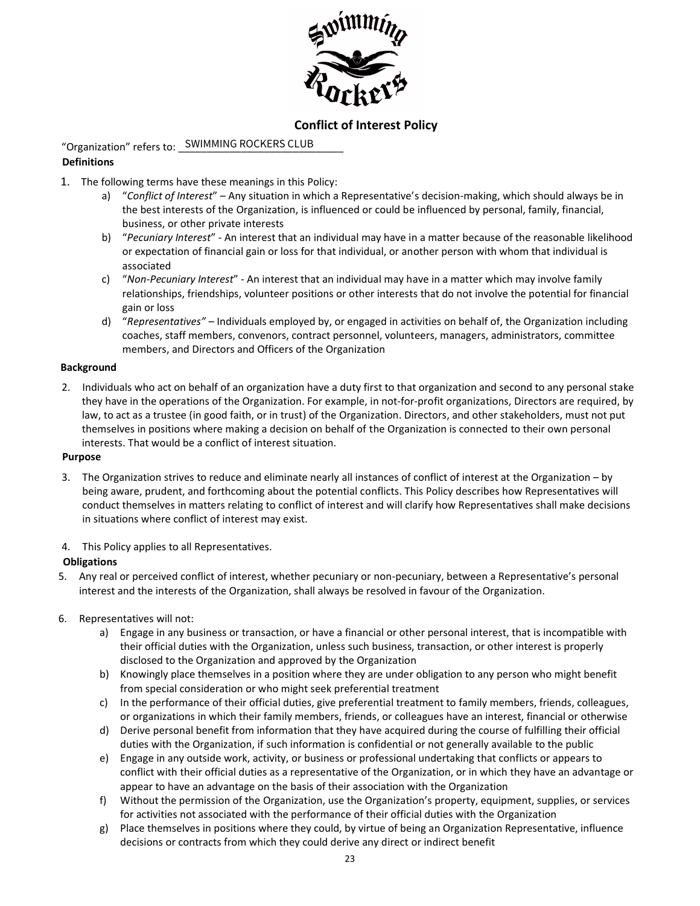# Conflict of Interest Policy

"Organization" refers to: SWIMMING ROCKERS CLUB

**Definitions**

1. The following terms have these meanings in this Policy:
   a) "*Conflict of Interest*" – Any situation in which a Representative's decision-making, which should always be in the best interests of the Organization, is influenced or could be influenced by personal, family, financial, business, or other private interests
   b) "*Pecuniary Interest*" - An interest that an individual may have in a matter because of the reasonable likelihood or expectation of financial gain or loss for that individual, or another person with whom that individual is associated
   c) "*Non-Pecuniary Interest*" - An interest that an individual may have in a matter which may involve family relationships, friendships, volunteer positions or other interests that do not involve the potential for financial gain or loss
   d) "*Representatives"* – Individuals employed by, or engaged in activities on behalf of, the Organization including coaches, staff members, convenors, contract personnel, volunteers, managers, administrators, committee members, and Directors and Officers of the Organization

**Background**

2. Individuals who act on behalf of an organization have a duty first to that organization and second to any personal stake they have in the operations of the Organization. For example, in not-for-profit organizations, Directors are required, by law, to act as a trustee (in good faith, or in trust) of the Organization. Directors, and other stakeholders, must not put themselves in positions where making a decision on behalf of the Organization is connected to their own personal interests. That would be a conflict of interest situation.

**Purpose**

3. The Organization strives to reduce and eliminate nearly all instances of conflict of interest at the Organization – by being aware, prudent, and forthcoming about the potential conflicts. This Policy describes how Representatives will conduct themselves in matters relating to conflict of interest and will clarify how Representatives shall make decisions in situations where conflict of interest may exist.

4. This Policy applies to all Representatives.

**Obligations**

5. Any real or perceived conflict of interest, whether pecuniary or non-pecuniary, between a Representative's personal interest and the interests of the Organization, shall always be resolved in favour of the Organization.

6. Representatives will not:
   a) Engage in any business or transaction, or have a financial or other personal interest, that is incompatible with their official duties with the Organization, unless such business, transaction, or other interest is properly disclosed to the Organization and approved by the Organization
   b) Knowingly place themselves in a position where they are under obligation to any person who might benefit from special consideration or who might seek preferential treatment
   c) In the performance of their official duties, give preferential treatment to family members, friends, colleagues, or organizations in which their family members, friends, or colleagues have an interest, financial or otherwise
   d) Derive personal benefit from information that they have acquired during the course of fulfilling their official duties with the Organization, if such information is confidential or not generally available to the public
   e) Engage in any outside work, activity, or business or professional undertaking that conflicts or appears to conflict with their official duties as a representative of the Organization, or in which they have an advantage or appear to have an advantage on the basis of their association with the Organization
   f) Without the permission of the Organization, use the Organization's property, equipment, supplies, or services for activities not associated with the performance of their official duties with the Organization
   g) Place themselves in positions where they could, by virtue of being an Organization Representative, influence decisions or contracts from which they could derive any direct or indirect benefit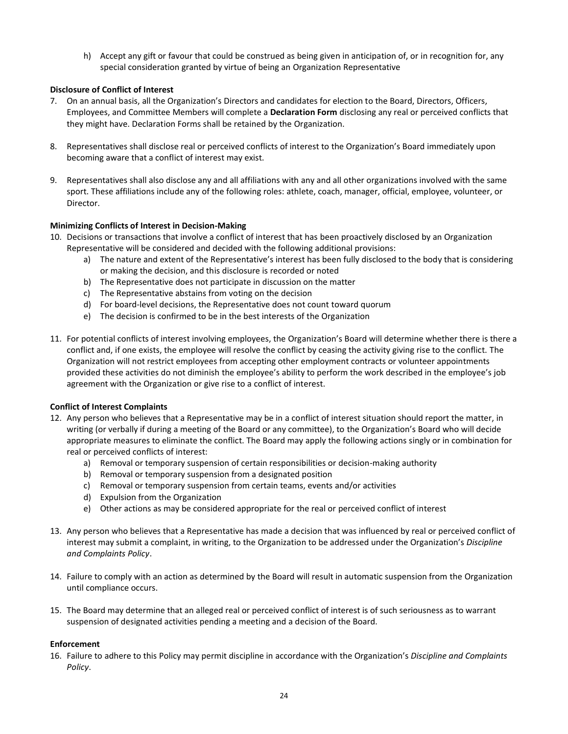h) Accept any gift or favour that could be construed as being given in anticipation of, or in recognition for, any special consideration granted by virtue of being an Organization Representative

**Disclosure of Conflict of Interest**

7. On an annual basis, all the Organization's Directors and candidates for election to the Board, Directors, Officers, Employees, and Committee Members will complete a **Declaration Form** disclosing any real or perceived conflicts that they might have. Declaration Forms shall be retained by the Organization.

8. Representatives shall disclose real or perceived conflicts of interest to the Organization's Board immediately upon becoming aware that a conflict of interest may exist.

9. Representatives shall also disclose any and all affiliations with any and all other organizations involved with the same sport. These affiliations include any of the following roles: athlete, coach, manager, official, employee, volunteer, or Director.

**Minimizing Conflicts of Interest in Decision-Making**

10. Decisions or transactions that involve a conflict of interest that has been proactively disclosed by an Organization Representative will be considered and decided with the following additional provisions:
    a) The nature and extent of the Representative's interest has been fully disclosed to the body that is considering or making the decision, and this disclosure is recorded or noted
    b) The Representative does not participate in discussion on the matter
    c) The Representative abstains from voting on the decision
    d) For board-level decisions, the Representative does not count toward quorum
    e) The decision is confirmed to be in the best interests of the Organization

11. For potential conflicts of interest involving employees, the Organization's Board will determine whether there is there a conflict and, if one exists, the employee will resolve the conflict by ceasing the activity giving rise to the conflict. The Organization will not restrict employees from accepting other employment contracts or volunteer appointments provided these activities do not diminish the employee's ability to perform the work described in the employee's job agreement with the Organization or give rise to a conflict of interest.

**Conflict of Interest Complaints**

12. Any person who believes that a Representative may be in a conflict of interest situation should report the matter, in writing (or verbally if during a meeting of the Board or any committee), to the Organization's Board who will decide appropriate measures to eliminate the conflict. The Board may apply the following actions singly or in combination for real or perceived conflicts of interest:
    a) Removal or temporary suspension of certain responsibilities or decision-making authority
    b) Removal or temporary suspension from a designated position
    c) Removal or temporary suspension from certain teams, events and/or activities
    d) Expulsion from the Organization
    e) Other actions as may be considered appropriate for the real or perceived conflict of interest

13. Any person who believes that a Representative has made a decision that was influenced by real or perceived conflict of interest may submit a complaint, in writing, to the Organization to be addressed under the Organization's *Discipline and Complaints Policy*.

14. Failure to comply with an action as determined by the Board will result in automatic suspension from the Organization until compliance occurs.

15. The Board may determine that an alleged real or perceived conflict of interest is of such seriousness as to warrant suspension of designated activities pending a meeting and a decision of the Board.

**Enforcement**

16. Failure to adhere to this Policy may permit discipline in accordance with the Organization's *Discipline and Complaints Policy*.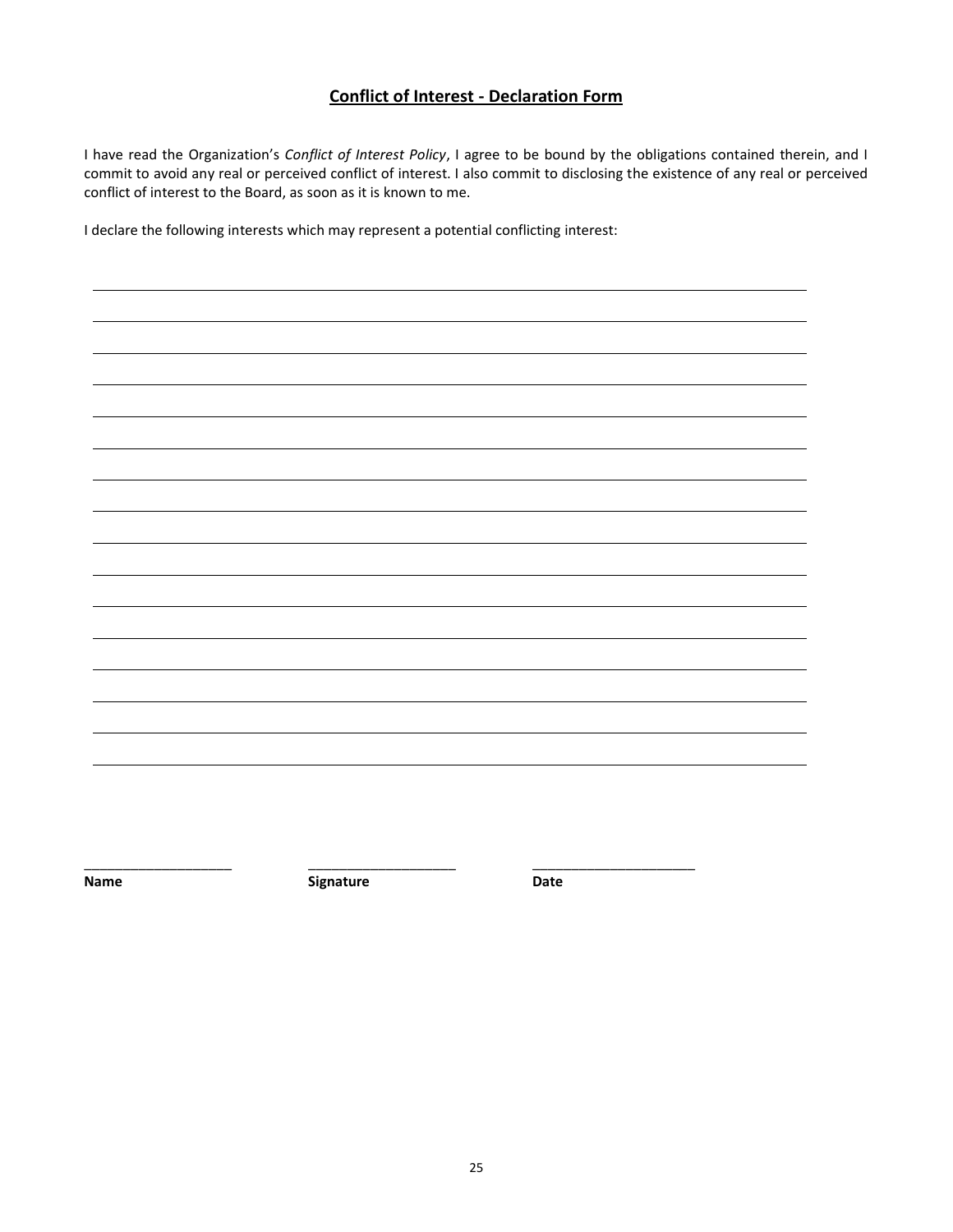## **Conflict of Interest - Declaration Form**

I have read the Organization's *Conflict of Interest Policy*, I agree to be bound by the obligations contained therein, and I commit to avoid any real or perceived conflict of interest. I also commit to disclosing the existence of any real or perceived conflict of interest to the Board, as soon as it is known to me.

I declare the following interests which may represent a potential conflicting interest:

______________________________________________________________________________

______________________________________________________________________________

______________________________________________________________________________

______________________________________________________________________________

______________________________________________________________________________

______________________________________________________________________________

______________________________________________________________________________

______________________________________________________________________________

______________________________________________________________________________

______________________________________________________________________________

______________________________________________________________________________

______________________________________________________________________________

______________________________________________________________________________

______________________________________________________________________________

______________________________________________________________________________

____________________ ____________________ ______________________

**Name** **Signature** **Date**